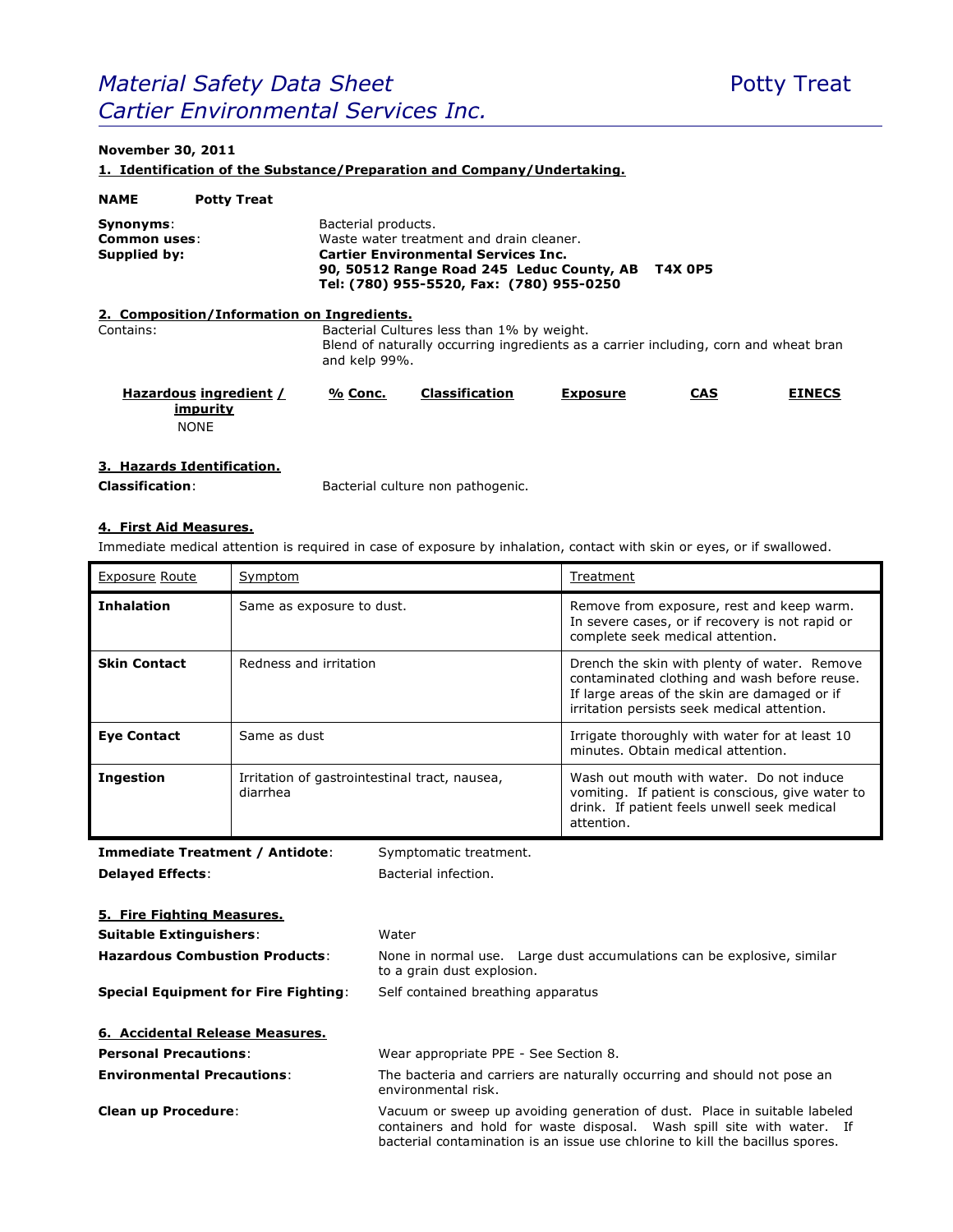# *Material Safety Data Sheet* Potty Treat
# *Cartier Environmental Services Inc.*

**November 30, 2011**

## 1. Identification of the Substance/Preparation and Company/Undertaking.

**NAME** **Potty Treat**

**Synonyms**: Bacterial products.
**Common uses**: Waste water treatment and drain cleaner.
**Supplied by:** **Cartier Environmental Services Inc.**
**90, 50512 Range Road 245 Leduc County, AB T4X 0P5**
**Tel: (780) 955-5520, Fax: (780) 955-0250**

## 2. Composition/Information on Ingredients.

Contains: Bacterial Cultures less than 1% by weight.
Blend of naturally occurring ingredients as a carrier including, corn and wheat bran and kelp 99%.

| Hazardous ingredient / impurity | % Conc. | Classification | Exposure | CAS | EINECS |
|---|---|---|---|---|---|
| NONE | | | | | |

## 3. Hazards Identification.

**Classification**: Bacterial culture non pathogenic.

## 4. First Aid Measures.

Immediate medical attention is required in case of exposure by inhalation, contact with skin or eyes, or if swallowed.

| Exposure Route | Symptom | Treatment |
|---|---|---|
| **Inhalation** | Same as exposure to dust. | Remove from exposure, rest and keep warm. In severe cases, or if recovery is not rapid or complete seek medical attention. |
| **Skin Contact** | Redness and irritation | Drench the skin with plenty of water. Remove contaminated clothing and wash before reuse. If large areas of the skin are damaged or if irritation persists seek medical attention. |
| **Eye Contact** | Same as dust | Irrigate thoroughly with water for at least 10 minutes. Obtain medical attention. |
| **Ingestion** | Irritation of gastrointestinal tract, nausea, diarrhea | Wash out mouth with water. Do not induce vomiting. If patient is conscious, give water to drink. If patient feels unwell seek medical attention. |

**Immediate Treatment / Antidote**: Symptomatic treatment.

**Delayed Effects**: Bacterial infection.

## 5. Fire Fighting Measures.

**Suitable Extinguishers**: Water

**Hazardous Combustion Products**: None in normal use. Large dust accumulations can be explosive, similar to a grain dust explosion.

**Special Equipment for Fire Fighting**: Self contained breathing apparatus

## 6. Accidental Release Measures.

**Personal Precautions**: Wear appropriate PPE - See Section 8.

**Environmental Precautions**: The bacteria and carriers are naturally occurring and should not pose an environmental risk.

**Clean up Procedure**: Vacuum or sweep up avoiding generation of dust. Place in suitable labeled containers and hold for waste disposal. Wash spill site with water. If bacterial contamination is an issue use chlorine to kill the bacillus spores.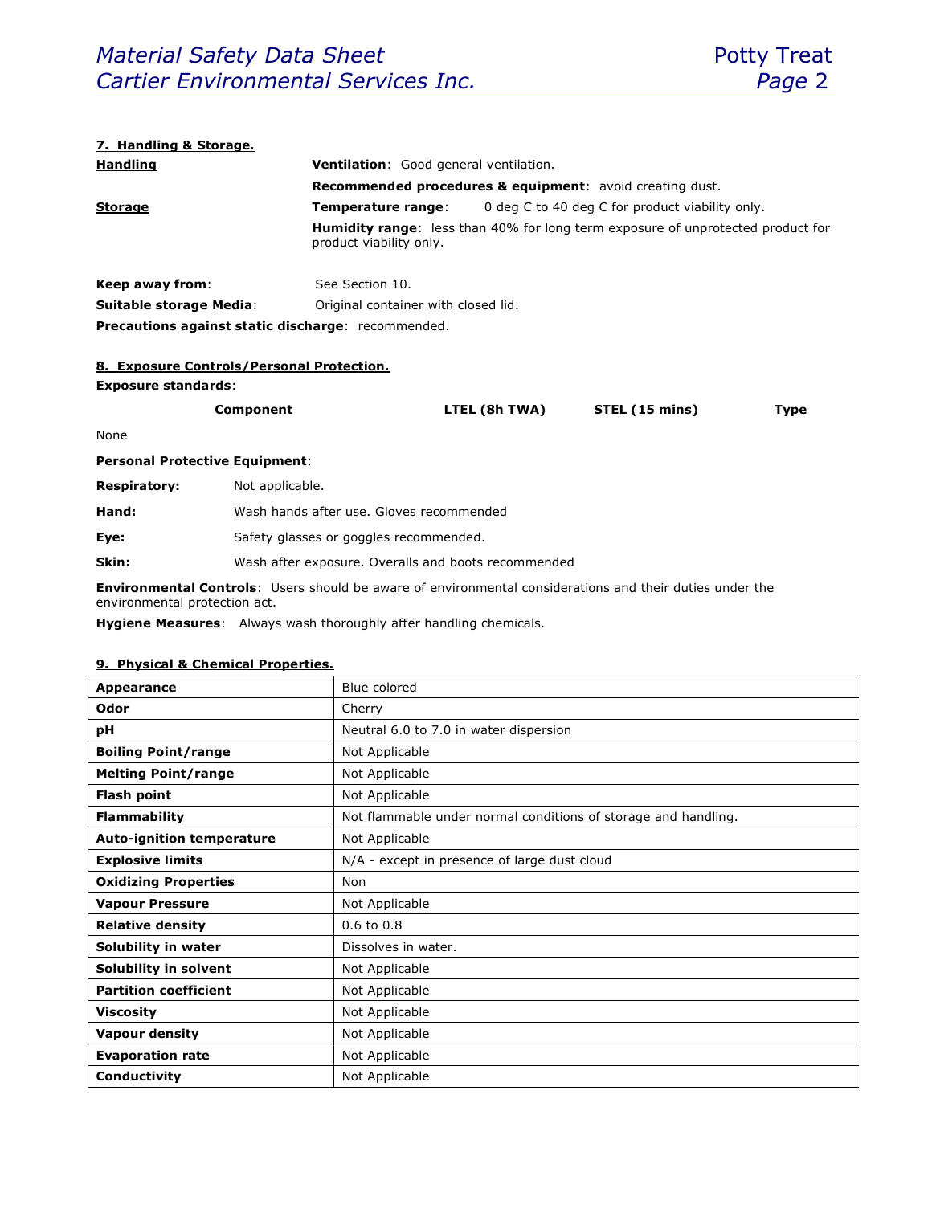## 7. Handling & Storage.

**Handling**

**Ventilation**: Good general ventilation.

**Recommended procedures & equipment**: avoid creating dust.

**Storage**

**Temperature range**: 0 deg C to 40 deg C for product viability only.

**Humidity range**: less than 40% for long term exposure of unprotected product for product viability only.

**Keep away from**: See Section 10.

**Suitable storage Media**: Original container with closed lid.

**Precautions against static discharge**: recommended.

## 8. Exposure Controls/Personal Protection.

**Exposure standards**:

| Component | LTEL (8h TWA) | STEL (15 mins) | Type |
|---|---|---|---|
| None | | | |

**Personal Protective Equipment**:

**Respiratory:** Not applicable.

**Hand:** Wash hands after use. Gloves recommended

**Eye:** Safety glasses or goggles recommended.

**Skin:** Wash after exposure. Overalls and boots recommended

**Environmental Controls**: Users should be aware of environmental considerations and their duties under the environmental protection act.

**Hygiene Measures**: Always wash thoroughly after handling chemicals.

## 9. Physical & Chemical Properties.

| | |
|---|---|
| **Appearance** | Blue colored |
| **Odor** | Cherry |
| **pH** | Neutral 6.0 to 7.0 in water dispersion |
| **Boiling Point/range** | Not Applicable |
| **Melting Point/range** | Not Applicable |
| **Flash point** | Not Applicable |
| **Flammability** | Not flammable under normal conditions of storage and handling. |
| **Auto-ignition temperature** | Not Applicable |
| **Explosive limits** | N/A - except in presence of large dust cloud |
| **Oxidizing Properties** | Non |
| **Vapour Pressure** | Not Applicable |
| **Relative density** | 0.6 to 0.8 |
| **Solubility in water** | Dissolves in water. |
| **Solubility in solvent** | Not Applicable |
| **Partition coefficient** | Not Applicable |
| **Viscosity** | Not Applicable |
| **Vapour density** | Not Applicable |
| **Evaporation rate** | Not Applicable |
| **Conductivity** | Not Applicable |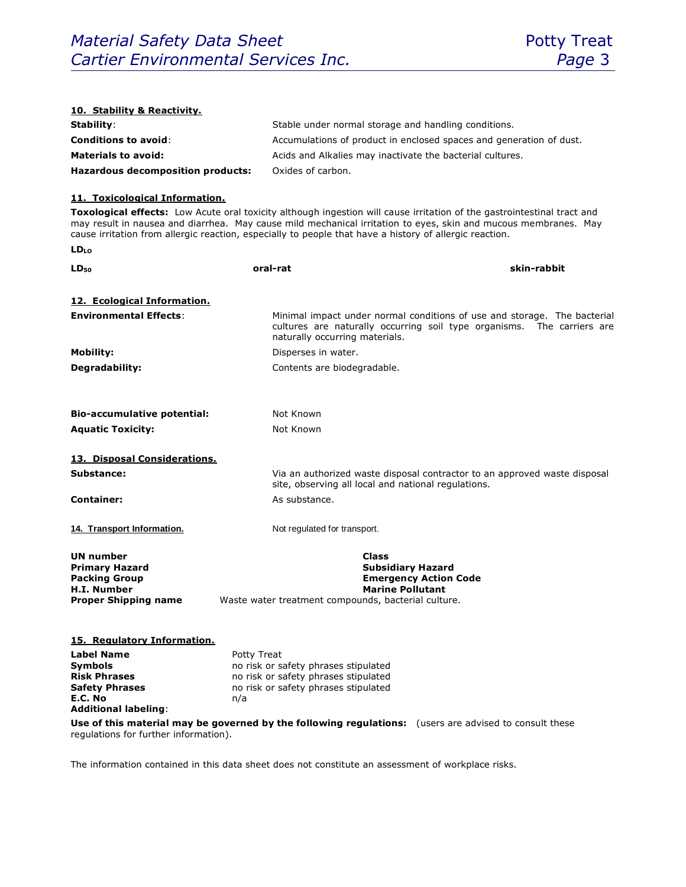**10. Stability & Reactivity.**

| | |
|---|---|
| **Stability**: | Stable under normal storage and handling conditions. |
| **Conditions to avoid**: | Accumulations of product in enclosed spaces and generation of dust. |
| **Materials to avoid:** | Acids and Alkalies may inactivate the bacterial cultures. |
| **Hazardous decomposition products:** | Oxides of carbon. |

**11. Toxicological Information.**

**Toxological effects:** Low Acute oral toxicity although ingestion will cause irritation of the gastrointestinal tract and may result in nausea and diarrhea. May cause mild mechanical irritation to eyes, skin and mucous membranes. May cause irritation from allergic reaction, especially to people that have a history of allergic reaction.

**$LD_{LO}$**

| | | |
|---|---|---|
| **$LD_{50}$** | **oral-rat** | **skin-rabbit** |

**12. Ecological Information.**

| | |
|---|---|
| **Environmental Effects**: | Minimal impact under normal conditions of use and storage. The bacterial cultures are naturally occurring soil type organisms. The carriers are naturally occurring materials. |
| **Mobility:** | Disperses in water. |
| **Degradability:** | Contents are biodegradable. |
| **Bio-accumulative potential:** | Not Known |
| **Aquatic Toxicity:** | Not Known |

**13. Disposal Considerations.**

| | |
|---|---|
| **Substance:** | Via an authorized waste disposal contractor to an approved waste disposal site, observing all local and national regulations. |
| **Container:** | As substance. |

**14. Transport Information.** Not regulated for transport.

| | |
|---|---|
| **UN number** | **Class** |
| **Primary Hazard** | **Subsidiary Hazard** |
| **Packing Group** | **Emergency Action Code** |
| **H.I. Number** | **Marine Pollutant** |
| **Proper Shipping name** | Waste water treatment compounds, bacterial culture. |

**15. Regulatory Information.**

| | |
|---|---|
| **Label Name** | Potty Treat |
| **Symbols** | no risk or safety phrases stipulated |
| **Risk Phrases** | no risk or safety phrases stipulated |
| **Safety Phrases** | no risk or safety phrases stipulated |
| **E.C. No** | n/a |
| **Additional labeling**: | |

**Use of this material may be governed by the following regulations:** (users are advised to consult these regulations for further information).

The information contained in this data sheet does not constitute an assessment of workplace risks.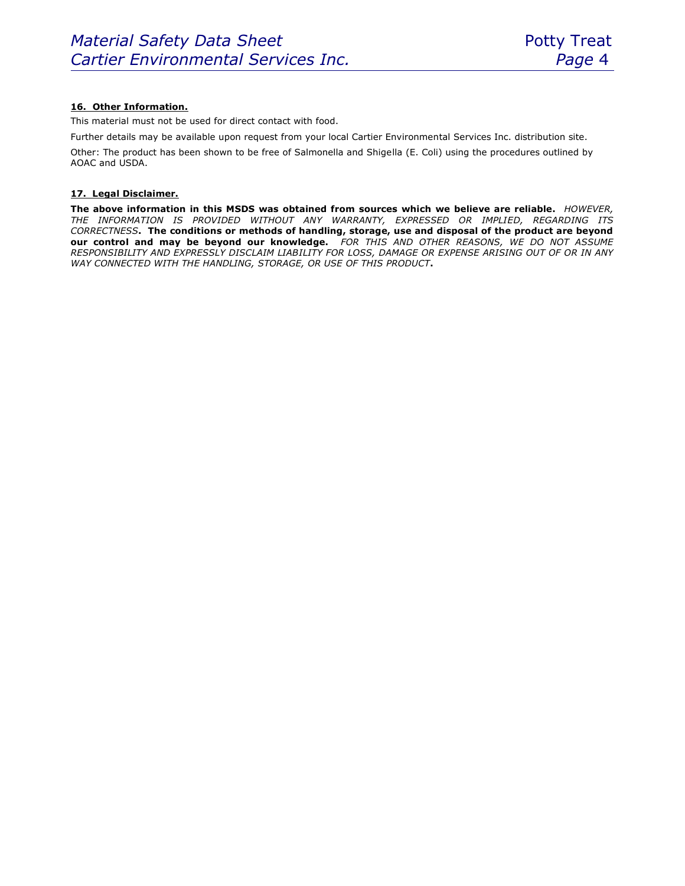**16. Other Information.**

This material must not be used for direct contact with food.

Further details may be available upon request from your local Cartier Environmental Services Inc. distribution site.

Other: The product has been shown to be free of Salmonella and Shigella (E. Coli) using the procedures outlined by AOAC and USDA.

**17. Legal Disclaimer.**

**The above information in this MSDS was obtained from sources which we believe are reliable.** *HOWEVER, THE INFORMATION IS PROVIDED WITHOUT ANY WARRANTY, EXPRESSED OR IMPLIED, REGARDING ITS CORRECTNESS*. **The conditions or methods of handling, storage, use and disposal of the product are beyond our control and may be beyond our knowledge.** *FOR THIS AND OTHER REASONS, WE DO NOT ASSUME RESPONSIBILITY AND EXPRESSLY DISCLAIM LIABILITY FOR LOSS, DAMAGE OR EXPENSE ARISING OUT OF OR IN ANY WAY CONNECTED WITH THE HANDLING, STORAGE, OR USE OF THIS PRODUCT*.